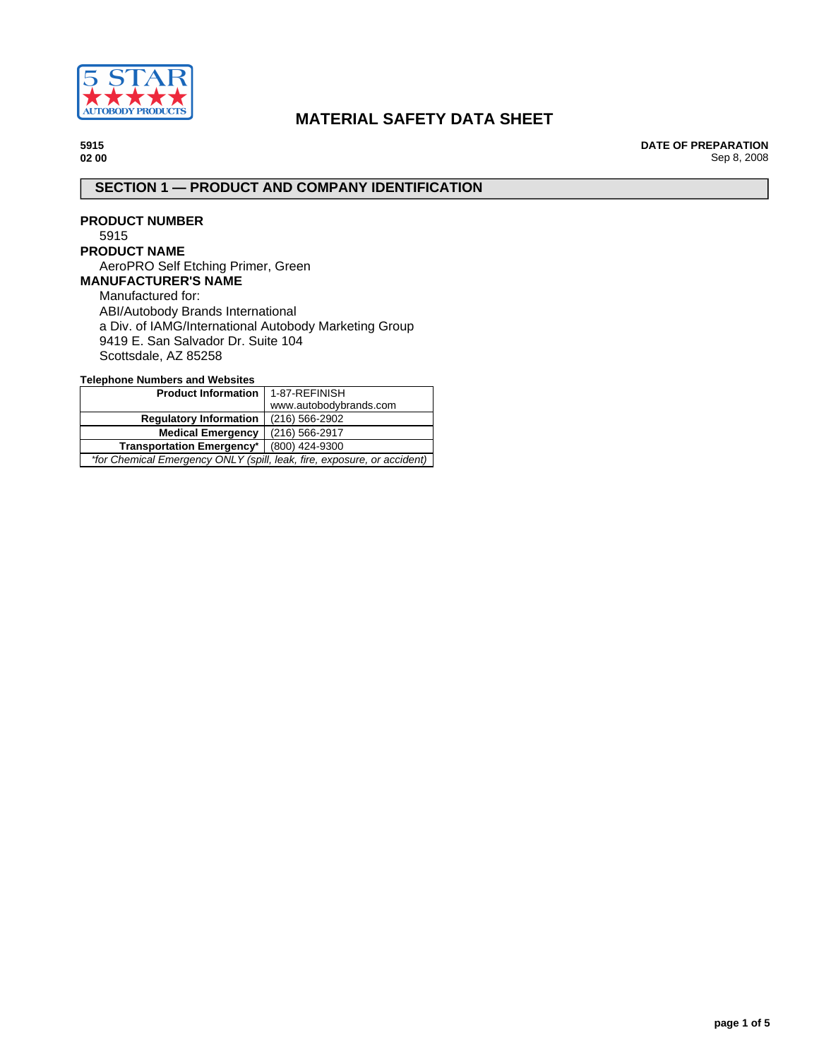# MATERIAL SAFETY DATA SHEET

**5915**
**02 00**

**DATE OF PREPARATION**
Sep 8, 2008

## SECTION 1 — PRODUCT AND COMPANY IDENTIFICATION

**PRODUCT NUMBER**
5915

**PRODUCT NAME**
AeroPRO Self Etching Primer, Green

**MANUFACTURER'S NAME**
Manufactured for:
ABI/Autobody Brands International
a Div. of IAMG/International Autobody Marketing Group
9419 E. San Salvador Dr. Suite 104
Scottsdale, AZ 85258

**Telephone Numbers and Websites**

| | |
|---|---|
| **Product Information** | 1-87-REFINISH www.autobodybrands.com |
| **Regulatory Information** | (216) 566-2902 |
| **Medical Emergency** | (216) 566-2917 |
| **Transportation Emergency*** | (800) 424-9300 |

*\*for Chemical Emergency ONLY (spill, leak, fire, exposure, or accident)*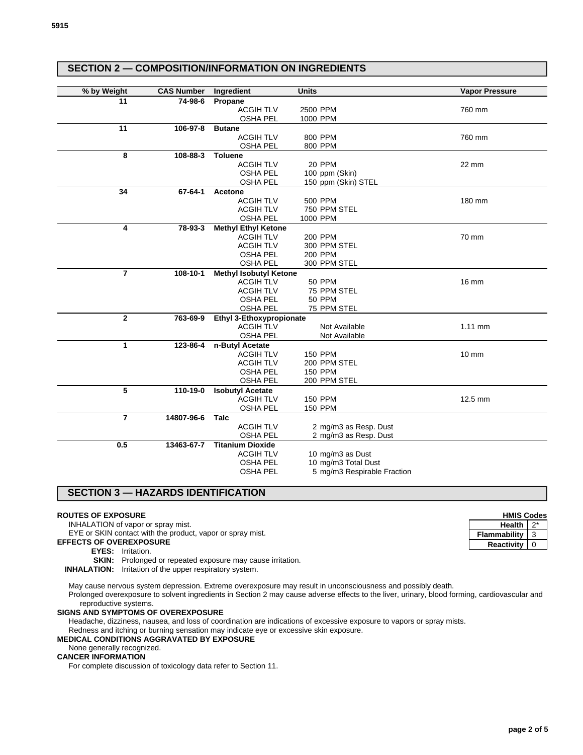## SECTION 2 — COMPOSITION/INFORMATION ON INGREDIENTS

| % by Weight | CAS Number | Ingredient | Units | Vapor Pressure |
|---|---|---|---|---|
| 11 | 74-98-6 | **Propane** | | |
| | | ACGIH TLV | 2500 PPM | 760 mm |
| | | OSHA PEL | 1000 PPM | |
| 11 | 106-97-8 | **Butane** | | |
| | | ACGIH TLV | 800 PPM | 760 mm |
| | | OSHA PEL | 800 PPM | |
| 8 | 108-88-3 | **Toluene** | | |
| | | ACGIH TLV | 20 PPM | 22 mm |
| | | OSHA PEL | 100 ppm (Skin) | |
| | | OSHA PEL | 150 ppm (Skin) STEL | |
| 34 | 67-64-1 | **Acetone** | | |
| | | ACGIH TLV | 500 PPM | 180 mm |
| | | ACGIH TLV | 750 PPM STEL | |
| | | OSHA PEL | 1000 PPM | |
| 4 | 78-93-3 | **Methyl Ethyl Ketone** | | |
| | | ACGIH TLV | 200 PPM | 70 mm |
| | | ACGIH TLV | 300 PPM STEL | |
| | | OSHA PEL | 200 PPM | |
| | | OSHA PEL | 300 PPM STEL | |
| 7 | 108-10-1 | **Methyl Isobutyl Ketone** | | |
| | | ACGIH TLV | 50 PPM | 16 mm |
| | | ACGIH TLV | 75 PPM STEL | |
| | | OSHA PEL | 50 PPM | |
| | | OSHA PEL | 75 PPM STEL | |
| 2 | 763-69-9 | **Ethyl 3-Ethoxypropionate** | | |
| | | ACGIH TLV | Not Available | 1.11 mm |
| | | OSHA PEL | Not Available | |
| 1 | 123-86-4 | **n-Butyl Acetate** | | |
| | | ACGIH TLV | 150 PPM | 10 mm |
| | | ACGIH TLV | 200 PPM STEL | |
| | | OSHA PEL | 150 PPM | |
| | | OSHA PEL | 200 PPM STEL | |
| 5 | 110-19-0 | **Isobutyl Acetate** | | |
| | | ACGIH TLV | 150 PPM | 12.5 mm |
| | | OSHA PEL | 150 PPM | |
| 7 | 14807-96-6 | **Talc** | | |
| | | ACGIH TLV | 2 mg/m3 as Resp. Dust | |
| | | OSHA PEL | 2 mg/m3 as Resp. Dust | |
| 0.5 | 13463-67-7 | **Titanium Dioxide** | | |
| | | ACGIH TLV | 10 mg/m3 as Dust | |
| | | OSHA PEL | 10 mg/m3 Total Dust | |
| | | OSHA PEL | 5 mg/m3 Respirable Fraction | |

## SECTION 3 — HAZARDS IDENTIFICATION

| HMIS Codes | |
|---|---|
| Health | 2* |
| Flammability | 3 |
| Reactivity | 0 |

**ROUTES OF EXPOSURE**

INHALATION of vapor or spray mist.

EYE or SKIN contact with the product, vapor or spray mist.

**EFFECTS OF OVEREXPOSURE**

**EYES:** Irritation.

**SKIN:** Prolonged or repeated exposure may cause irritation.

**INHALATION:** Irritation of the upper respiratory system.

May cause nervous system depression. Extreme overexposure may result in unconsciousness and possibly death.

Prolonged overexposure to solvent ingredients in Section 2 may cause adverse effects to the liver, urinary, blood forming, cardiovascular and reproductive systems.

**SIGNS AND SYMPTOMS OF OVEREXPOSURE**

Headache, dizziness, nausea, and loss of coordination are indications of excessive exposure to vapors or spray mists.

Redness and itching or burning sensation may indicate eye or excessive skin exposure.

**MEDICAL CONDITIONS AGGRAVATED BY EXPOSURE**

None generally recognized.

**CANCER INFORMATION**

For complete discussion of toxicology data refer to Section 11.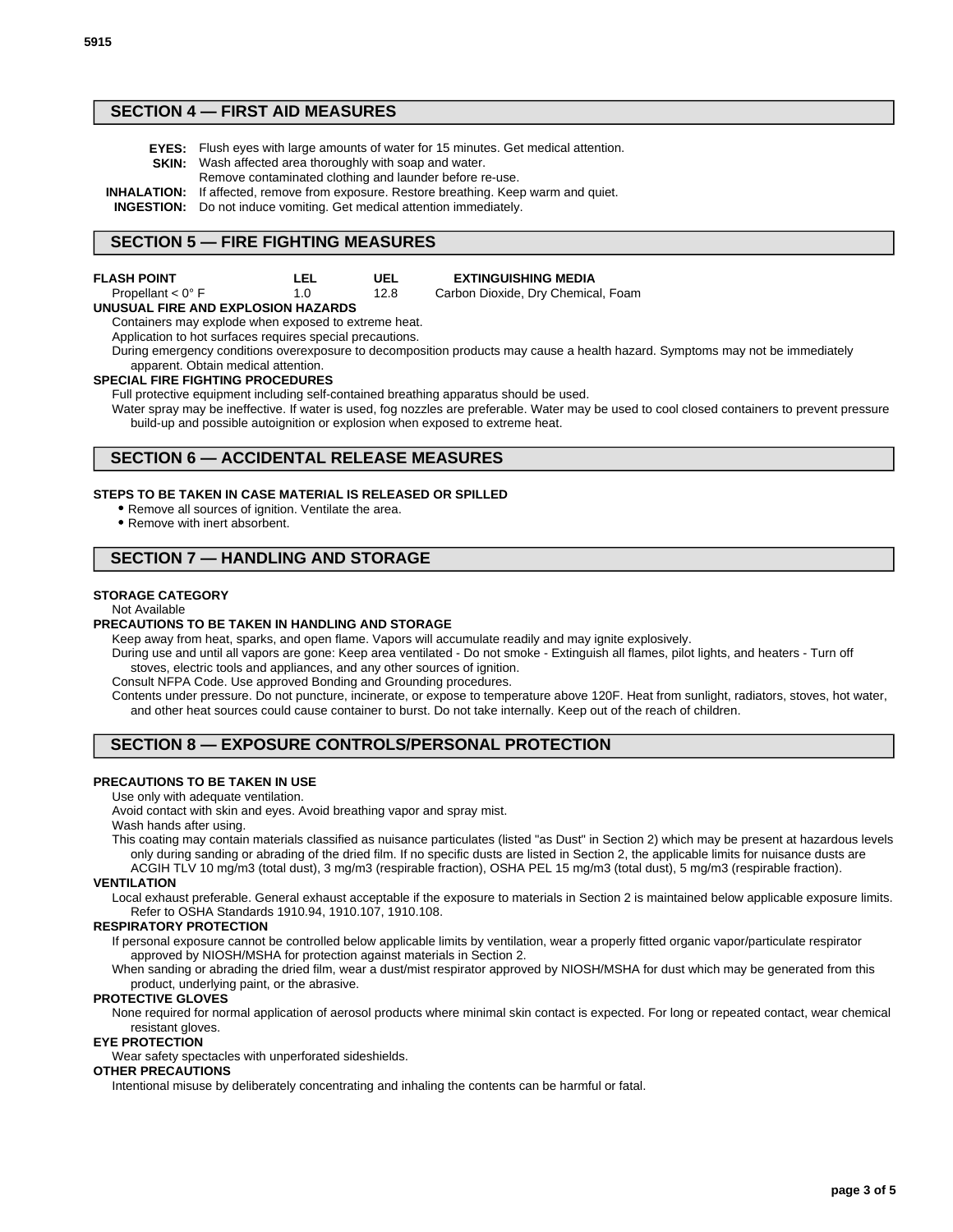## SECTION 4 — FIRST AID MEASURES

**EYES:** Flush eyes with large amounts of water for 15 minutes. Get medical attention.

**SKIN:** Wash affected area thoroughly with soap and water.
Remove contaminated clothing and launder before re-use.

**INHALATION:** If affected, remove from exposure. Restore breathing. Keep warm and quiet.

**INGESTION:** Do not induce vomiting. Get medical attention immediately.

## SECTION 5 — FIRE FIGHTING MEASURES

| FLASH POINT | LEL | UEL | EXTINGUISHING MEDIA |
|---|---|---|---|
| Propellant < 0° F | 1.0 | 12.8 | Carbon Dioxide, Dry Chemical, Foam |

**UNUSUAL FIRE AND EXPLOSION HAZARDS**

Containers may explode when exposed to extreme heat.

Application to hot surfaces requires special precautions.

During emergency conditions overexposure to decomposition products may cause a health hazard. Symptoms may not be immediately apparent. Obtain medical attention.

**SPECIAL FIRE FIGHTING PROCEDURES**

Full protective equipment including self-contained breathing apparatus should be used.

Water spray may be ineffective. If water is used, fog nozzles are preferable. Water may be used to cool closed containers to prevent pressure build-up and possible autoignition or explosion when exposed to extreme heat.

## SECTION 6 — ACCIDENTAL RELEASE MEASURES

**STEPS TO BE TAKEN IN CASE MATERIAL IS RELEASED OR SPILLED**

- Remove all sources of ignition. Ventilate the area.
- Remove with inert absorbent.

## SECTION 7 — HANDLING AND STORAGE

**STORAGE CATEGORY**

Not Available

**PRECAUTIONS TO BE TAKEN IN HANDLING AND STORAGE**

Keep away from heat, sparks, and open flame. Vapors will accumulate readily and may ignite explosively.

During use and until all vapors are gone: Keep area ventilated - Do not smoke - Extinguish all flames, pilot lights, and heaters - Turn off stoves, electric tools and appliances, and any other sources of ignition.

Consult NFPA Code. Use approved Bonding and Grounding procedures.

Contents under pressure. Do not puncture, incinerate, or expose to temperature above 120F. Heat from sunlight, radiators, stoves, hot water, and other heat sources could cause container to burst. Do not take internally. Keep out of the reach of children.

## SECTION 8 — EXPOSURE CONTROLS/PERSONAL PROTECTION

**PRECAUTIONS TO BE TAKEN IN USE**

Use only with adequate ventilation.

Avoid contact with skin and eyes. Avoid breathing vapor and spray mist.

Wash hands after using.

This coating may contain materials classified as nuisance particulates (listed "as Dust" in Section 2) which may be present at hazardous levels only during sanding or abrading of the dried film. If no specific dusts are listed in Section 2, the applicable limits for nuisance dusts are ACGIH TLV 10 mg/m3 (total dust), 3 mg/m3 (respirable fraction), OSHA PEL 15 mg/m3 (total dust), 5 mg/m3 (respirable fraction).

**VENTILATION**

Local exhaust preferable. General exhaust acceptable if the exposure to materials in Section 2 is maintained below applicable exposure limits. Refer to OSHA Standards 1910.94, 1910.107, 1910.108.

**RESPIRATORY PROTECTION**

If personal exposure cannot be controlled below applicable limits by ventilation, wear a properly fitted organic vapor/particulate respirator approved by NIOSH/MSHA for protection against materials in Section 2.

When sanding or abrading the dried film, wear a dust/mist respirator approved by NIOSH/MSHA for dust which may be generated from this product, underlying paint, or the abrasive.

**PROTECTIVE GLOVES**

None required for normal application of aerosol products where minimal skin contact is expected. For long or repeated contact, wear chemical resistant gloves.

**EYE PROTECTION**

Wear safety spectacles with unperforated sideshields.

**OTHER PRECAUTIONS**

Intentional misuse by deliberately concentrating and inhaling the contents can be harmful or fatal.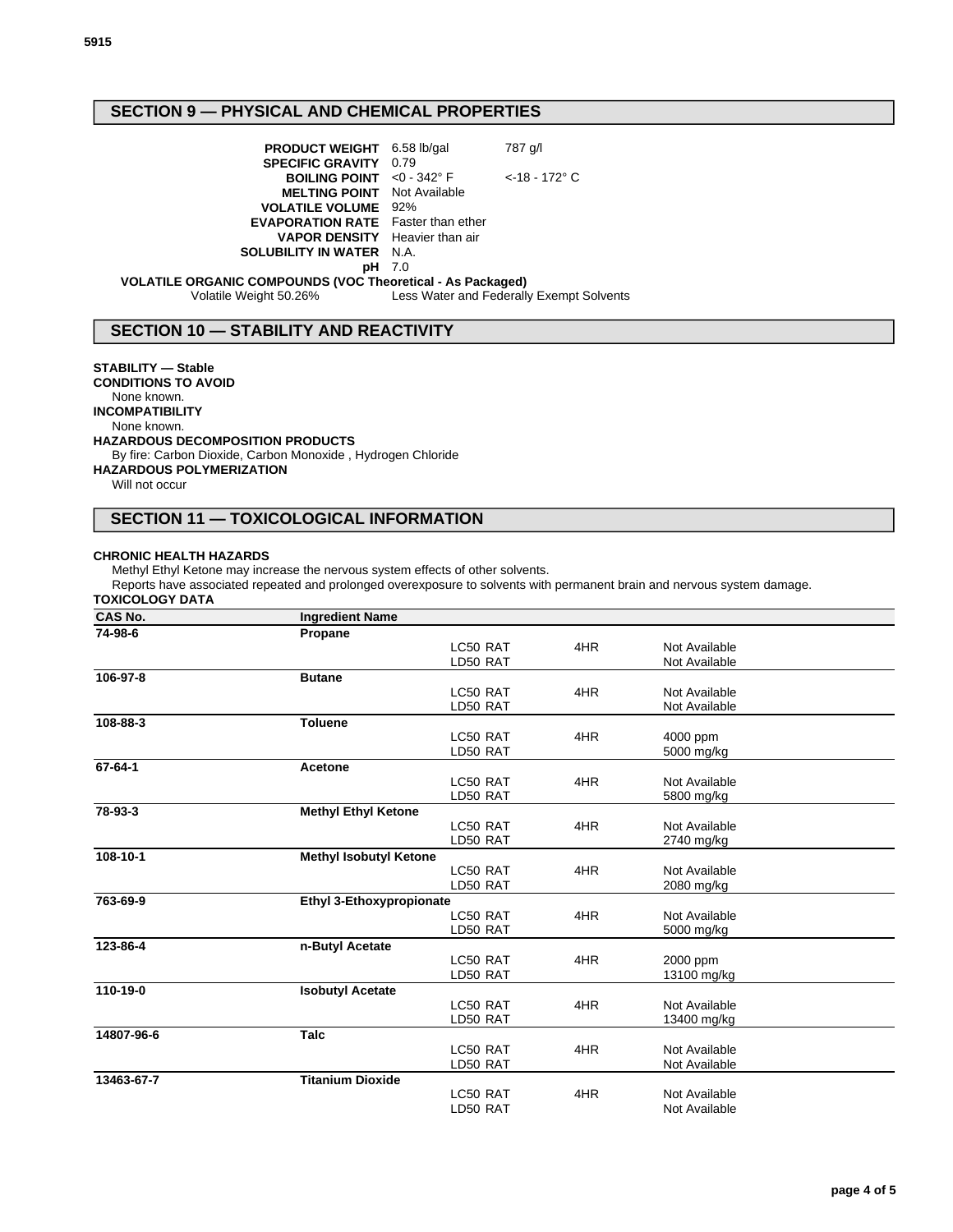## SECTION 9 — PHYSICAL AND CHEMICAL PROPERTIES

| | | |
|---|---|---|
| **PRODUCT WEIGHT** | 6.58 lb/gal | 787 g/l |
| **SPECIFIC GRAVITY** | 0.79 | |
| **BOILING POINT** | <0 - 342° F | <-18 - 172° C |
| **MELTING POINT** | Not Available | |
| **VOLATILE VOLUME** | 92% | |
| **EVAPORATION RATE** | Faster than ether | |
| **VAPOR DENSITY** | Heavier than air | |
| **SOLUBILITY IN WATER** | N.A. | |
| **pH** | 7.0 | |

**VOLATILE ORGANIC COMPOUNDS (VOC Theoretical - As Packaged)**

Volatile Weight 50.26% Less Water and Federally Exempt Solvents

## SECTION 10 — STABILITY AND REACTIVITY

**STABILITY — Stable**

**CONDITIONS TO AVOID**

None known.

**INCOMPATIBILITY**

None known.

**HAZARDOUS DECOMPOSITION PRODUCTS**

By fire: Carbon Dioxide, Carbon Monoxide , Hydrogen Chloride

**HAZARDOUS POLYMERIZATION**

Will not occur

## SECTION 11 — TOXICOLOGICAL INFORMATION

**CHRONIC HEALTH HAZARDS**

Methyl Ethyl Ketone may increase the nervous system effects of other solvents.

Reports have associated repeated and prolonged overexposure to solvents with permanent brain and nervous system damage.

**TOXICOLOGY DATA**

| CAS No. | Ingredient Name | | | |
|---|---|---|---|---|
| **74-98-6** | **Propane** | | | |
| | | LC50 RAT | 4HR | Not Available |
| | | LD50 RAT | | Not Available |
| **106-97-8** | **Butane** | | | |
| | | LC50 RAT | 4HR | Not Available |
| | | LD50 RAT | | Not Available |
| **108-88-3** | **Toluene** | | | |
| | | LC50 RAT | 4HR | 4000 ppm |
| | | LD50 RAT | | 5000 mg/kg |
| **67-64-1** | **Acetone** | | | |
| | | LC50 RAT | 4HR | Not Available |
| | | LD50 RAT | | 5800 mg/kg |
| **78-93-3** | **Methyl Ethyl Ketone** | | | |
| | | LC50 RAT | 4HR | Not Available |
| | | LD50 RAT | | 2740 mg/kg |
| **108-10-1** | **Methyl Isobutyl Ketone** | | | |
| | | LC50 RAT | 4HR | Not Available |
| | | LD50 RAT | | 2080 mg/kg |
| **763-69-9** | **Ethyl 3-Ethoxypropionate** | | | |
| | | LC50 RAT | 4HR | Not Available |
| | | LD50 RAT | | 5000 mg/kg |
| **123-86-4** | **n-Butyl Acetate** | | | |
| | | LC50 RAT | 4HR | 2000 ppm |
| | | LD50 RAT | | 13100 mg/kg |
| **110-19-0** | **Isobutyl Acetate** | | | |
| | | LC50 RAT | 4HR | Not Available |
| | | LD50 RAT | | 13400 mg/kg |
| **14807-96-6** | **Talc** | | | |
| | | LC50 RAT | 4HR | Not Available |
| | | LD50 RAT | | Not Available |
| **13463-67-7** | **Titanium Dioxide** | | | |
| | | LC50 RAT | 4HR | Not Available |
| | | LD50 RAT | | Not Available |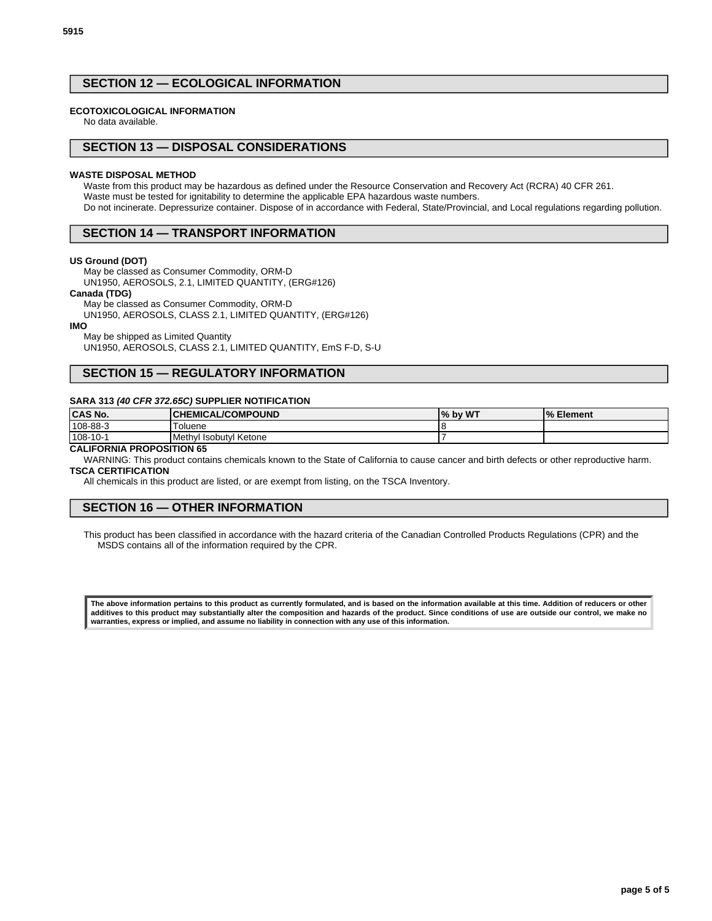## SECTION 12 — ECOLOGICAL INFORMATION

**ECOTOXICOLOGICAL INFORMATION**

No data available.

## SECTION 13 — DISPOSAL CONSIDERATIONS

**WASTE DISPOSAL METHOD**

Waste from this product may be hazardous as defined under the Resource Conservation and Recovery Act (RCRA) 40 CFR 261.
Waste must be tested for ignitability to determine the applicable EPA hazardous waste numbers.
Do not incinerate. Depressurize container. Dispose of in accordance with Federal, State/Provincial, and Local regulations regarding pollution.

## SECTION 14 — TRANSPORT INFORMATION

**US Ground (DOT)**

May be classed as Consumer Commodity, ORM-D
UN1950, AEROSOLS, 2.1, LIMITED QUANTITY, (ERG#126)

**Canada (TDG)**

May be classed as Consumer Commodity, ORM-D
UN1950, AEROSOLS, CLASS 2.1, LIMITED QUANTITY, (ERG#126)

**IMO**

May be shipped as Limited Quantity
UN1950, AEROSOLS, CLASS 2.1, LIMITED QUANTITY, EmS F-D, S-U

## SECTION 15 — REGULATORY INFORMATION

**SARA 313 *(40 CFR 372.65C)* SUPPLIER NOTIFICATION**

| CAS No. | CHEMICAL/COMPOUND | % by WT | % Element |
|---|---|---|---|
| 108-88-3 | Toluene | 8 | |
| 108-10-1 | Methyl Isobutyl Ketone | 7 | |

**CALIFORNIA PROPOSITION 65**

WARNING: This product contains chemicals known to the State of California to cause cancer and birth defects or other reproductive harm.

**TSCA CERTIFICATION**

All chemicals in this product are listed, or are exempt from listing, on the TSCA Inventory.

## SECTION 16 — OTHER INFORMATION

This product has been classified in accordance with the hazard criteria of the Canadian Controlled Products Regulations (CPR) and the MSDS contains all of the information required by the CPR.

**The above information pertains to this product as currently formulated, and is based on the information available at this time. Addition of reducers or other additives to this product may substantially alter the composition and hazards of the product. Since conditions of use are outside our control, we make no warranties, express or implied, and assume no liability in connection with any use of this information.**